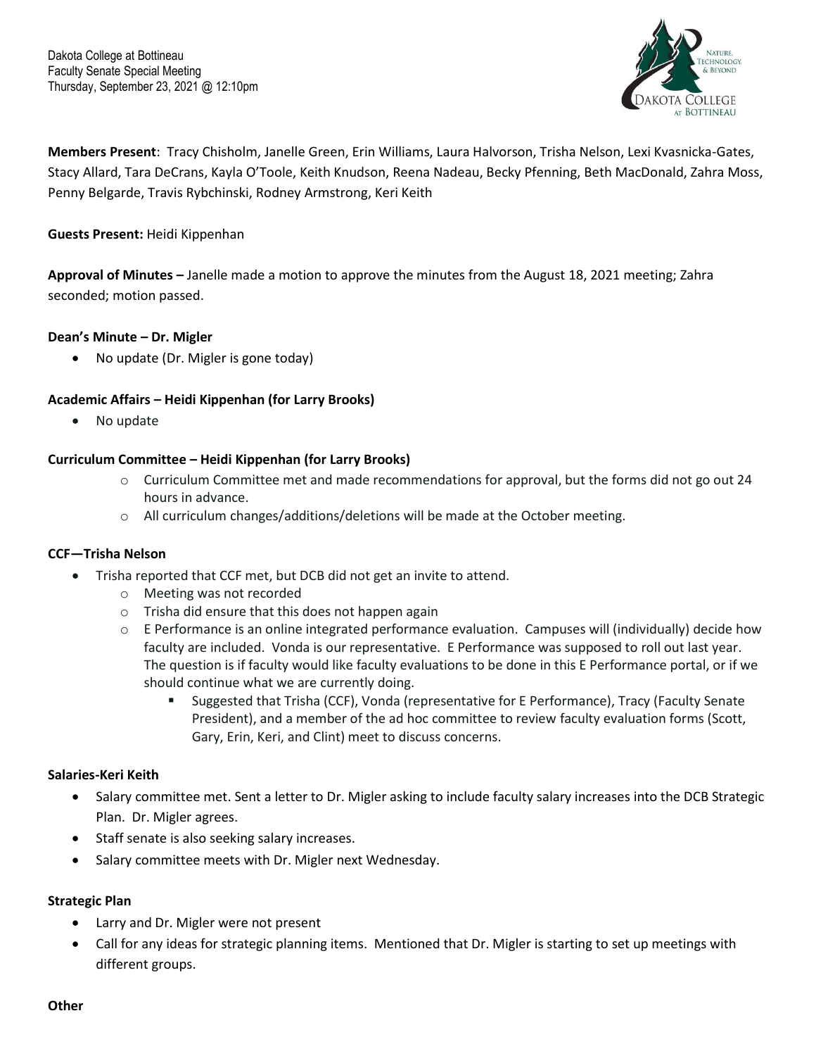Dakota College at Bottineau
Faculty Senate Special Meeting
Thursday, September 23, 2021 @ 12:10pm

**Members Present**: Tracy Chisholm, Janelle Green, Erin Williams, Laura Halvorson, Trisha Nelson, Lexi Kvasnicka-Gates, Stacy Allard, Tara DeCrans, Kayla O'Toole, Keith Knudson, Reena Nadeau, Becky Pfenning, Beth MacDonald, Zahra Moss, Penny Belgarde, Travis Rybchinski, Rodney Armstrong, Keri Keith

**Guests Present:** Heidi Kippenhan

**Approval of Minutes –** Janelle made a motion to approve the minutes from the August 18, 2021 meeting; Zahra seconded; motion passed.

**Dean's Minute – Dr. Migler**

- No update (Dr. Migler is gone today)

**Academic Affairs – Heidi Kippenhan (for Larry Brooks)**

- No update

**Curriculum Committee – Heidi Kippenhan (for Larry Brooks)**

- Curriculum Committee met and made recommendations for approval, but the forms did not go out 24 hours in advance.
- All curriculum changes/additions/deletions will be made at the October meeting.

**CCF—Trisha Nelson**

- Trisha reported that CCF met, but DCB did not get an invite to attend.
  - Meeting was not recorded
  - Trisha did ensure that this does not happen again
  - E Performance is an online integrated performance evaluation. Campuses will (individually) decide how faculty are included. Vonda is our representative. E Performance was supposed to roll out last year. The question is if faculty would like faculty evaluations to be done in this E Performance portal, or if we should continue what we are currently doing.
    - Suggested that Trisha (CCF), Vonda (representative for E Performance), Tracy (Faculty Senate President), and a member of the ad hoc committee to review faculty evaluation forms (Scott, Gary, Erin, Keri, and Clint) meet to discuss concerns.

**Salaries-Keri Keith**

- Salary committee met. Sent a letter to Dr. Migler asking to include faculty salary increases into the DCB Strategic Plan. Dr. Migler agrees.
- Staff senate is also seeking salary increases.
- Salary committee meets with Dr. Migler next Wednesday.

**Strategic Plan**

- Larry and Dr. Migler were not present
- Call for any ideas for strategic planning items. Mentioned that Dr. Migler is starting to set up meetings with different groups.

**Other**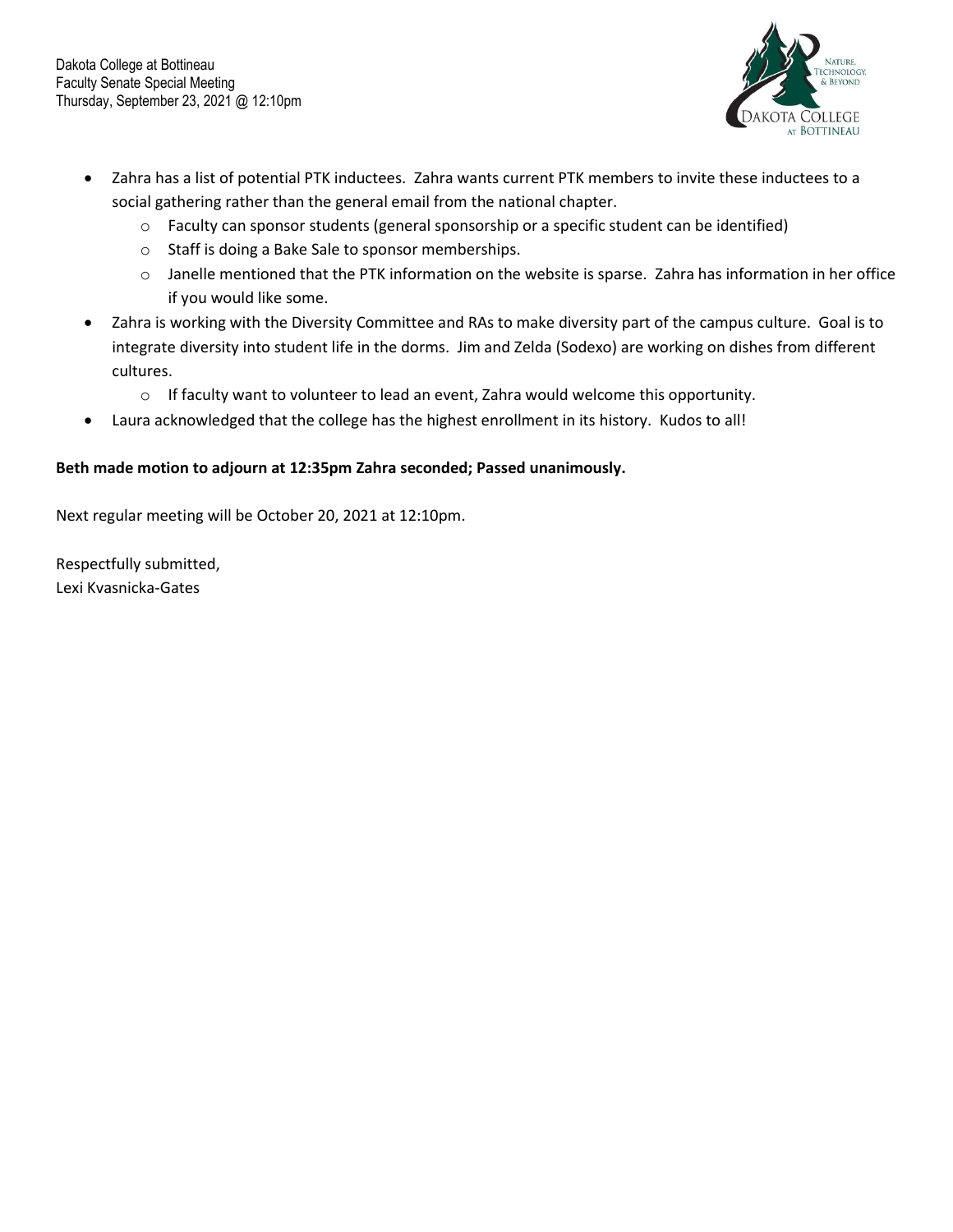- Zahra has a list of potential PTK inductees. Zahra wants current PTK members to invite these inductees to a social gathering rather than the general email from the national chapter.
  - Faculty can sponsor students (general sponsorship or a specific student can be identified)
  - Staff is doing a Bake Sale to sponsor memberships.
  - Janelle mentioned that the PTK information on the website is sparse. Zahra has information in her office if you would like some.
- Zahra is working with the Diversity Committee and RAs to make diversity part of the campus culture. Goal is to integrate diversity into student life in the dorms. Jim and Zelda (Sodexo) are working on dishes from different cultures.
  - If faculty want to volunteer to lead an event, Zahra would welcome this opportunity.
- Laura acknowledged that the college has the highest enrollment in its history. Kudos to all!

**Beth made motion to adjourn at 12:35pm Zahra seconded; Passed unanimously.**

Next regular meeting will be October 20, 2021 at 12:10pm.

Respectfully submitted,
Lexi Kvasnicka-Gates